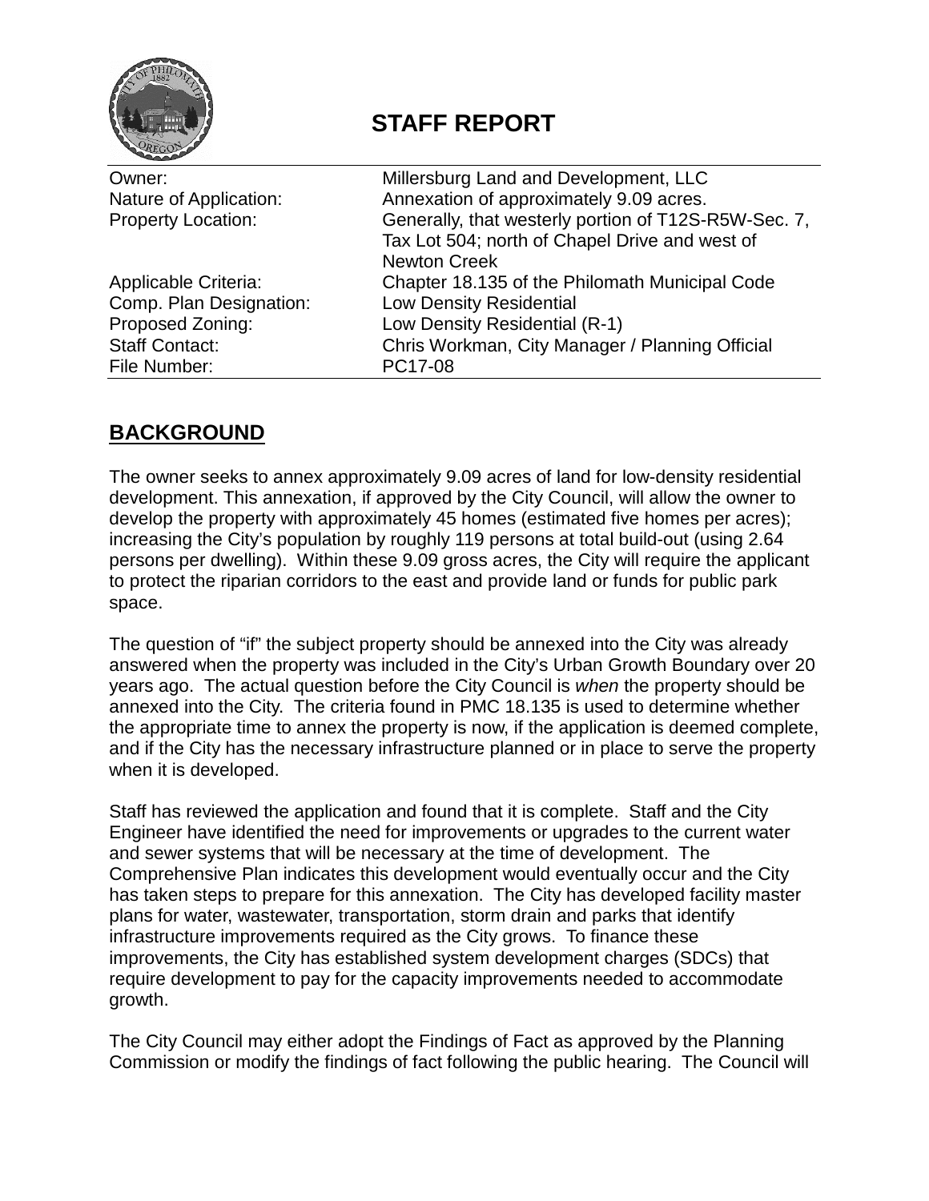# STAFF REPORT

| | |
|---|---|
| Owner: | Millersburg Land and Development, LLC |
| Nature of Application: | Annexation of approximately 9.09 acres. |
| Property Location: | Generally, that westerly portion of T12S-R5W-Sec. 7, Tax Lot 504; north of Chapel Drive and west of Newton Creek |
| Applicable Criteria: | Chapter 18.135 of the Philomath Municipal Code |
| Comp. Plan Designation: | Low Density Residential |
| Proposed Zoning: | Low Density Residential (R-1) |
| Staff Contact: | Chris Workman, City Manager / Planning Official |
| File Number: | PC17-08 |

## BACKGROUND

The owner seeks to annex approximately 9.09 acres of land for low-density residential development. This annexation, if approved by the City Council, will allow the owner to develop the property with approximately 45 homes (estimated five homes per acres); increasing the City's population by roughly 119 persons at total build-out (using 2.64 persons per dwelling). Within these 9.09 gross acres, the City will require the applicant to protect the riparian corridors to the east and provide land or funds for public park space.

The question of "if" the subject property should be annexed into the City was already answered when the property was included in the City's Urban Growth Boundary over 20 years ago. The actual question before the City Council is *when* the property should be annexed into the City. The criteria found in PMC 18.135 is used to determine whether the appropriate time to annex the property is now, if the application is deemed complete, and if the City has the necessary infrastructure planned or in place to serve the property when it is developed.

Staff has reviewed the application and found that it is complete. Staff and the City Engineer have identified the need for improvements or upgrades to the current water and sewer systems that will be necessary at the time of development. The Comprehensive Plan indicates this development would eventually occur and the City has taken steps to prepare for this annexation. The City has developed facility master plans for water, wastewater, transportation, storm drain and parks that identify infrastructure improvements required as the City grows. To finance these improvements, the City has established system development charges (SDCs) that require development to pay for the capacity improvements needed to accommodate growth.

The City Council may either adopt the Findings of Fact as approved by the Planning Commission or modify the findings of fact following the public hearing. The Council will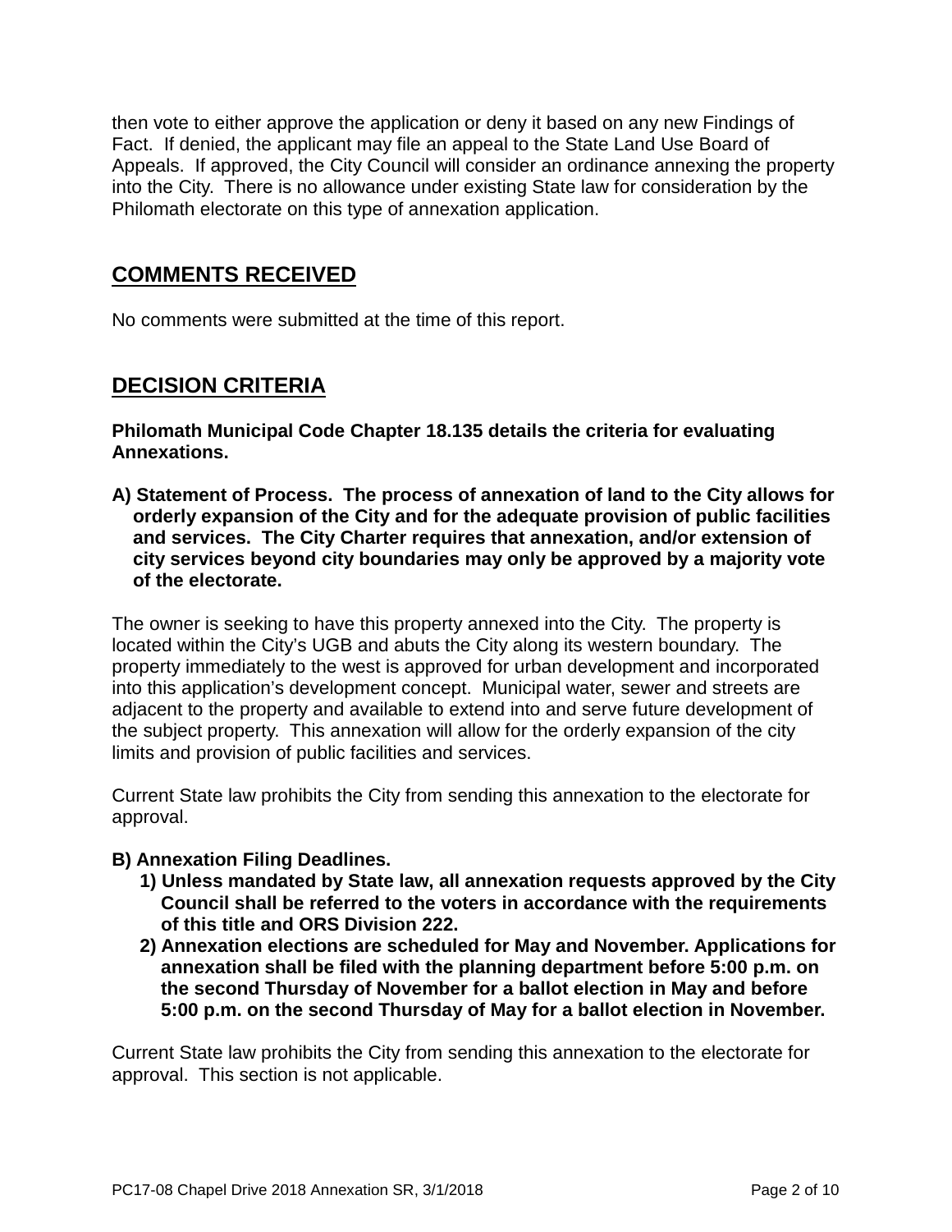then vote to either approve the application or deny it based on any new Findings of Fact. If denied, the applicant may file an appeal to the State Land Use Board of Appeals. If approved, the City Council will consider an ordinance annexing the property into the City. There is no allowance under existing State law for consideration by the Philomath electorate on this type of annexation application.

## COMMENTS RECEIVED

No comments were submitted at the time of this report.

## DECISION CRITERIA

**Philomath Municipal Code Chapter 18.135 details the criteria for evaluating Annexations.**

**A) Statement of Process. The process of annexation of land to the City allows for orderly expansion of the City and for the adequate provision of public facilities and services. The City Charter requires that annexation, and/or extension of city services beyond city boundaries may only be approved by a majority vote of the electorate.**

The owner is seeking to have this property annexed into the City. The property is located within the City's UGB and abuts the City along its western boundary. The property immediately to the west is approved for urban development and incorporated into this application's development concept. Municipal water, sewer and streets are adjacent to the property and available to extend into and serve future development of the subject property. This annexation will allow for the orderly expansion of the city limits and provision of public facilities and services.

Current State law prohibits the City from sending this annexation to the electorate for approval.

**B) Annexation Filing Deadlines.**

1) **Unless mandated by State law, all annexation requests approved by the City Council shall be referred to the voters in accordance with the requirements of this title and ORS Division 222.**
2) **Annexation elections are scheduled for May and November. Applications for annexation shall be filed with the planning department before 5:00 p.m. on the second Thursday of November for a ballot election in May and before 5:00 p.m. on the second Thursday of May for a ballot election in November.**

Current State law prohibits the City from sending this annexation to the electorate for approval. This section is not applicable.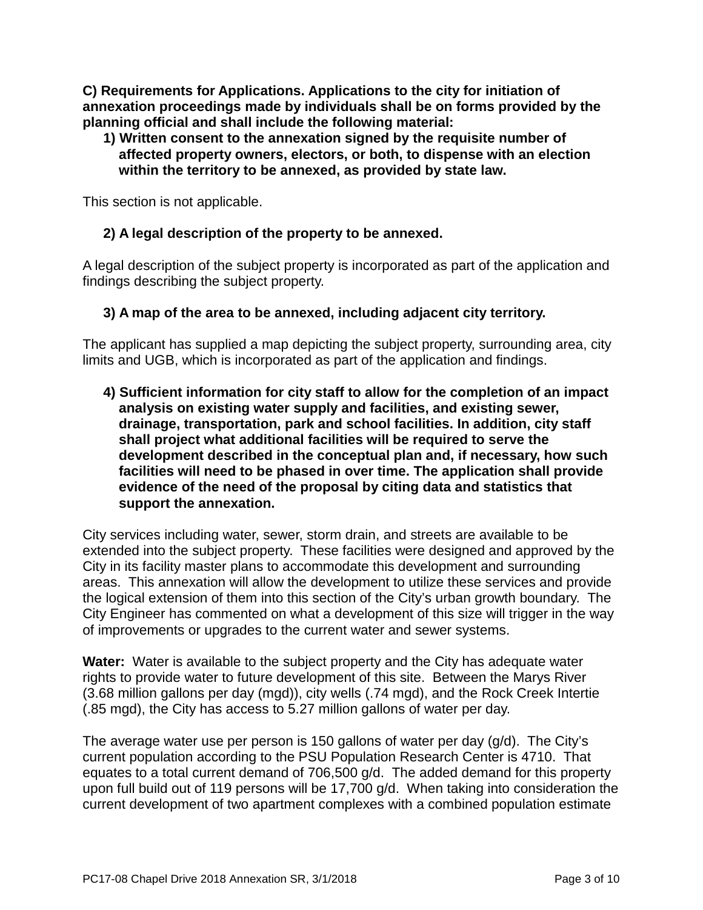**C) Requirements for Applications. Applications to the city for initiation of annexation proceedings made by individuals shall be on forms provided by the planning official and shall include the following material:**

**1) Written consent to the annexation signed by the requisite number of affected property owners, electors, or both, to dispense with an election within the territory to be annexed, as provided by state law.**

This section is not applicable.

**2) A legal description of the property to be annexed.**

A legal description of the subject property is incorporated as part of the application and findings describing the subject property.

**3) A map of the area to be annexed, including adjacent city territory.**

The applicant has supplied a map depicting the subject property, surrounding area, city limits and UGB, which is incorporated as part of the application and findings.

**4) Sufficient information for city staff to allow for the completion of an impact analysis on existing water supply and facilities, and existing sewer, drainage, transportation, park and school facilities. In addition, city staff shall project what additional facilities will be required to serve the development described in the conceptual plan and, if necessary, how such facilities will need to be phased in over time. The application shall provide evidence of the need of the proposal by citing data and statistics that support the annexation.**

City services including water, sewer, storm drain, and streets are available to be extended into the subject property. These facilities were designed and approved by the City in its facility master plans to accommodate this development and surrounding areas. This annexation will allow the development to utilize these services and provide the logical extension of them into this section of the City's urban growth boundary. The City Engineer has commented on what a development of this size will trigger in the way of improvements or upgrades to the current water and sewer systems.

**Water:** Water is available to the subject property and the City has adequate water rights to provide water to future development of this site. Between the Marys River (3.68 million gallons per day (mgd)), city wells (.74 mgd), and the Rock Creek Intertie (.85 mgd), the City has access to 5.27 million gallons of water per day.

The average water use per person is 150 gallons of water per day (g/d). The City's current population according to the PSU Population Research Center is 4710. That equates to a total current demand of 706,500 g/d. The added demand for this property upon full build out of 119 persons will be 17,700 g/d. When taking into consideration the current development of two apartment complexes with a combined population estimate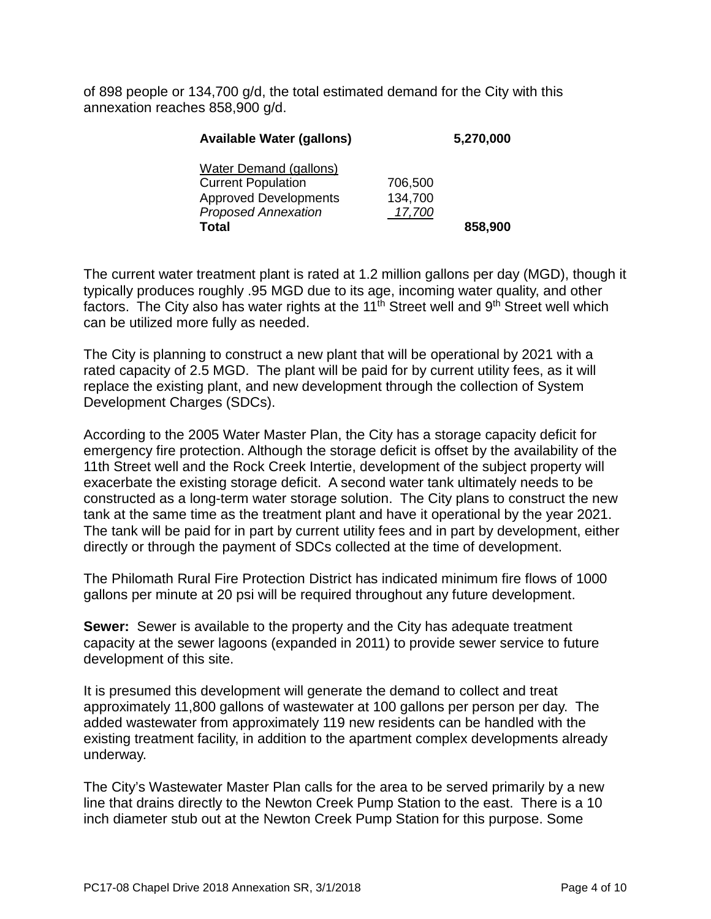of 898 people or 134,700 g/d, the total estimated demand for the City with this annexation reaches 858,900 g/d.

| **Available Water (gallons)** | | **5,270,000** |
|---|---|---|
| <u>Water Demand (gallons)</u> | | |
| Current Population | 706,500 | |
| Approved Developments | 134,700 | |
| *Proposed Annexation* | *17,700* | |
| **Total** | | **858,900** |

The current water treatment plant is rated at 1.2 million gallons per day (MGD), though it typically produces roughly .95 MGD due to its age, incoming water quality, and other factors. The City also has water rights at the 11th Street well and 9th Street well which can be utilized more fully as needed.

The City is planning to construct a new plant that will be operational by 2021 with a rated capacity of 2.5 MGD. The plant will be paid for by current utility fees, as it will replace the existing plant, and new development through the collection of System Development Charges (SDCs).

According to the 2005 Water Master Plan, the City has a storage capacity deficit for emergency fire protection. Although the storage deficit is offset by the availability of the 11th Street well and the Rock Creek Intertie, development of the subject property will exacerbate the existing storage deficit. A second water tank ultimately needs to be constructed as a long-term water storage solution. The City plans to construct the new tank at the same time as the treatment plant and have it operational by the year 2021. The tank will be paid for in part by current utility fees and in part by development, either directly or through the payment of SDCs collected at the time of development.

The Philomath Rural Fire Protection District has indicated minimum fire flows of 1000 gallons per minute at 20 psi will be required throughout any future development.

**Sewer:** Sewer is available to the property and the City has adequate treatment capacity at the sewer lagoons (expanded in 2011) to provide sewer service to future development of this site.

It is presumed this development will generate the demand to collect and treat approximately 11,800 gallons of wastewater at 100 gallons per person per day. The added wastewater from approximately 119 new residents can be handled with the existing treatment facility, in addition to the apartment complex developments already underway.

The City's Wastewater Master Plan calls for the area to be served primarily by a new line that drains directly to the Newton Creek Pump Station to the east. There is a 10 inch diameter stub out at the Newton Creek Pump Station for this purpose. Some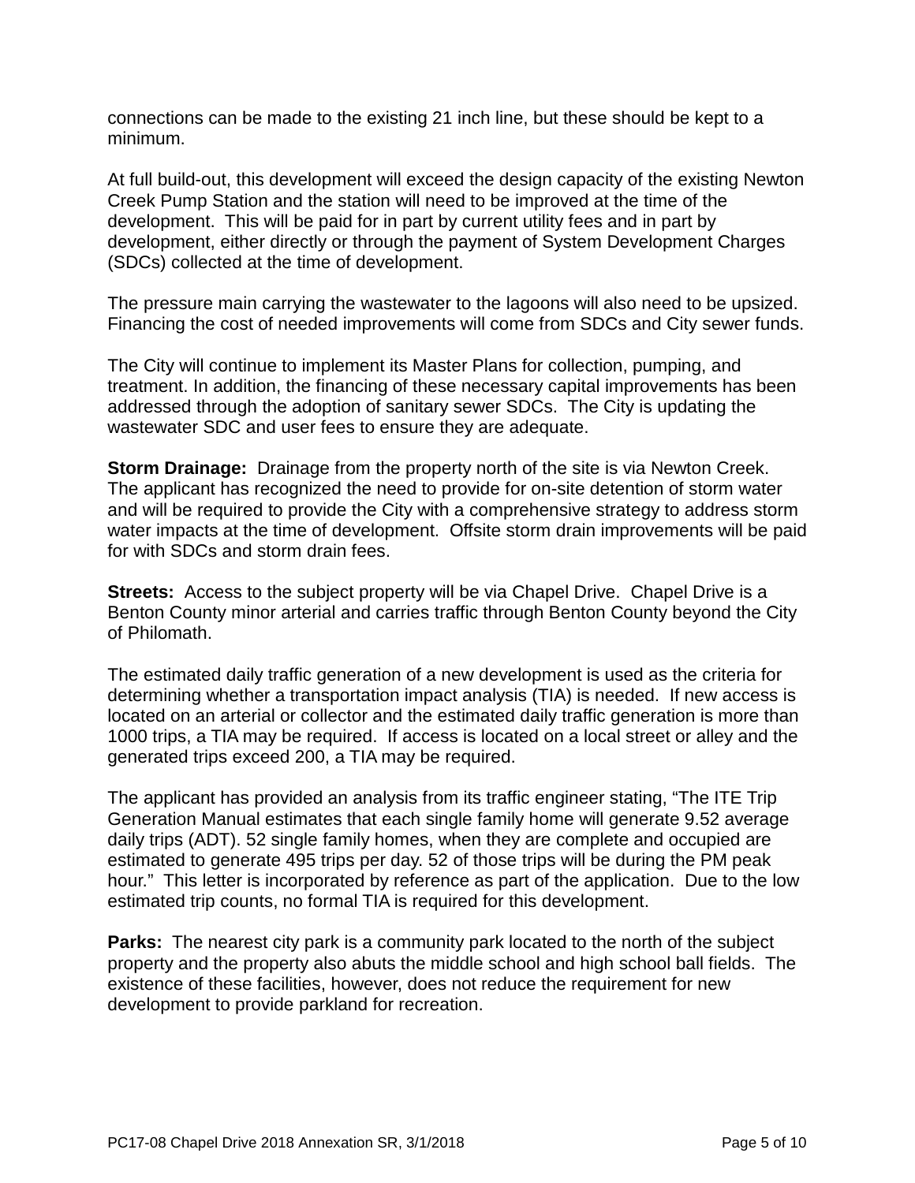connections can be made to the existing 21 inch line, but these should be kept to a minimum.

At full build-out, this development will exceed the design capacity of the existing Newton Creek Pump Station and the station will need to be improved at the time of the development. This will be paid for in part by current utility fees and in part by development, either directly or through the payment of System Development Charges (SDCs) collected at the time of development.

The pressure main carrying the wastewater to the lagoons will also need to be upsized. Financing the cost of needed improvements will come from SDCs and City sewer funds.

The City will continue to implement its Master Plans for collection, pumping, and treatment. In addition, the financing of these necessary capital improvements has been addressed through the adoption of sanitary sewer SDCs. The City is updating the wastewater SDC and user fees to ensure they are adequate.

**Storm Drainage:** Drainage from the property north of the site is via Newton Creek. The applicant has recognized the need to provide for on-site detention of storm water and will be required to provide the City with a comprehensive strategy to address storm water impacts at the time of development. Offsite storm drain improvements will be paid for with SDCs and storm drain fees.

**Streets:** Access to the subject property will be via Chapel Drive. Chapel Drive is a Benton County minor arterial and carries traffic through Benton County beyond the City of Philomath.

The estimated daily traffic generation of a new development is used as the criteria for determining whether a transportation impact analysis (TIA) is needed. If new access is located on an arterial or collector and the estimated daily traffic generation is more than 1000 trips, a TIA may be required. If access is located on a local street or alley and the generated trips exceed 200, a TIA may be required.

The applicant has provided an analysis from its traffic engineer stating, "The ITE Trip Generation Manual estimates that each single family home will generate 9.52 average daily trips (ADT). 52 single family homes, when they are complete and occupied are estimated to generate 495 trips per day. 52 of those trips will be during the PM peak hour." This letter is incorporated by reference as part of the application. Due to the low estimated trip counts, no formal TIA is required for this development.

**Parks:** The nearest city park is a community park located to the north of the subject property and the property also abuts the middle school and high school ball fields. The existence of these facilities, however, does not reduce the requirement for new development to provide parkland for recreation.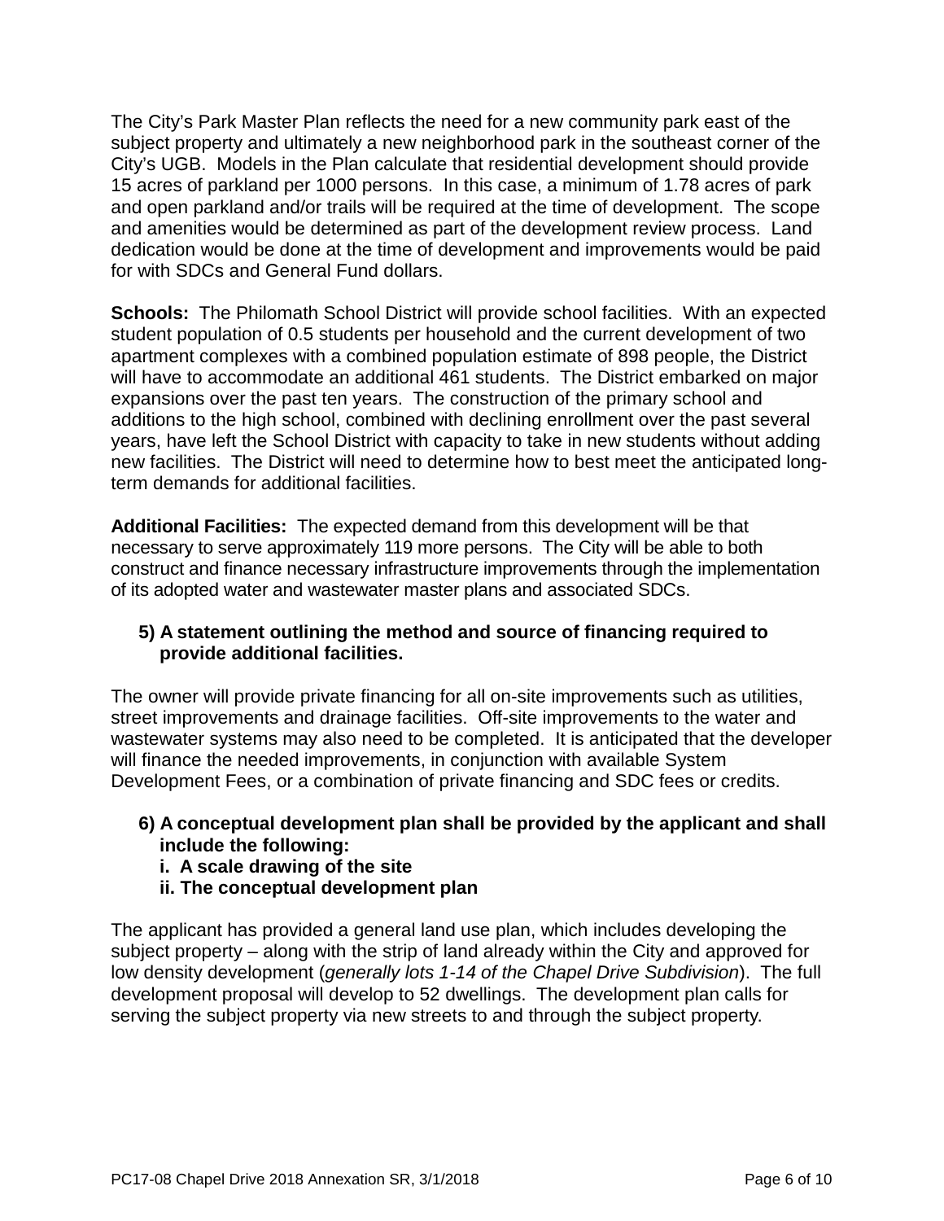The City's Park Master Plan reflects the need for a new community park east of the subject property and ultimately a new neighborhood park in the southeast corner of the City's UGB. Models in the Plan calculate that residential development should provide 15 acres of parkland per 1000 persons. In this case, a minimum of 1.78 acres of park and open parkland and/or trails will be required at the time of development. The scope and amenities would be determined as part of the development review process. Land dedication would be done at the time of development and improvements would be paid for with SDCs and General Fund dollars.

**Schools:** The Philomath School District will provide school facilities. With an expected student population of 0.5 students per household and the current development of two apartment complexes with a combined population estimate of 898 people, the District will have to accommodate an additional 461 students. The District embarked on major expansions over the past ten years. The construction of the primary school and additions to the high school, combined with declining enrollment over the past several years, have left the School District with capacity to take in new students without adding new facilities. The District will need to determine how to best meet the anticipated long-term demands for additional facilities.

**Additional Facilities:** The expected demand from this development will be that necessary to serve approximately 119 more persons. The City will be able to both construct and finance necessary infrastructure improvements through the implementation of its adopted water and wastewater master plans and associated SDCs.

**5) A statement outlining the method and source of financing required to provide additional facilities.**

The owner will provide private financing for all on-site improvements such as utilities, street improvements and drainage facilities. Off-site improvements to the water and wastewater systems may also need to be completed. It is anticipated that the developer will finance the needed improvements, in conjunction with available System Development Fees, or a combination of private financing and SDC fees or credits.

**6) A conceptual development plan shall be provided by the applicant and shall include the following:**
**i. A scale drawing of the site**
**ii. The conceptual development plan**

The applicant has provided a general land use plan, which includes developing the subject property – along with the strip of land already within the City and approved for low density development (*generally lots 1-14 of the Chapel Drive Subdivision*). The full development proposal will develop to 52 dwellings. The development plan calls for serving the subject property via new streets to and through the subject property.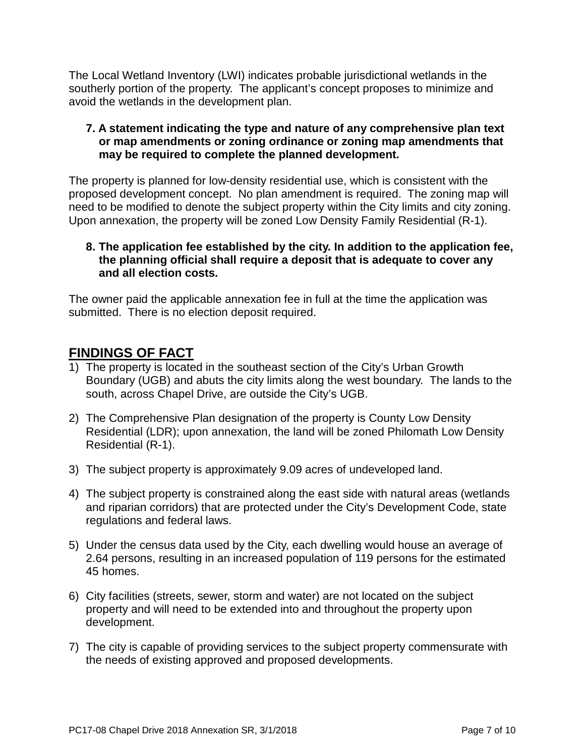The Local Wetland Inventory (LWI) indicates probable jurisdictional wetlands in the southerly portion of the property. The applicant's concept proposes to minimize and avoid the wetlands in the development plan.

7. **A statement indicating the type and nature of any comprehensive plan text or map amendments or zoning ordinance or zoning map amendments that may be required to complete the planned development.**

The property is planned for low-density residential use, which is consistent with the proposed development concept. No plan amendment is required. The zoning map will need to be modified to denote the subject property within the City limits and city zoning. Upon annexation, the property will be zoned Low Density Family Residential (R-1).

8. **The application fee established by the city. In addition to the application fee, the planning official shall require a deposit that is adequate to cover any and all election costs.**

The owner paid the applicable annexation fee in full at the time the application was submitted. There is no election deposit required.

## FINDINGS OF FACT

1) The property is located in the southeast section of the City's Urban Growth Boundary (UGB) and abuts the city limits along the west boundary. The lands to the south, across Chapel Drive, are outside the City's UGB.

2) The Comprehensive Plan designation of the property is County Low Density Residential (LDR); upon annexation, the land will be zoned Philomath Low Density Residential (R-1).

3) The subject property is approximately 9.09 acres of undeveloped land.

4) The subject property is constrained along the east side with natural areas (wetlands and riparian corridors) that are protected under the City's Development Code, state regulations and federal laws.

5) Under the census data used by the City, each dwelling would house an average of 2.64 persons, resulting in an increased population of 119 persons for the estimated 45 homes.

6) City facilities (streets, sewer, storm and water) are not located on the subject property and will need to be extended into and throughout the property upon development.

7) The city is capable of providing services to the subject property commensurate with the needs of existing approved and proposed developments.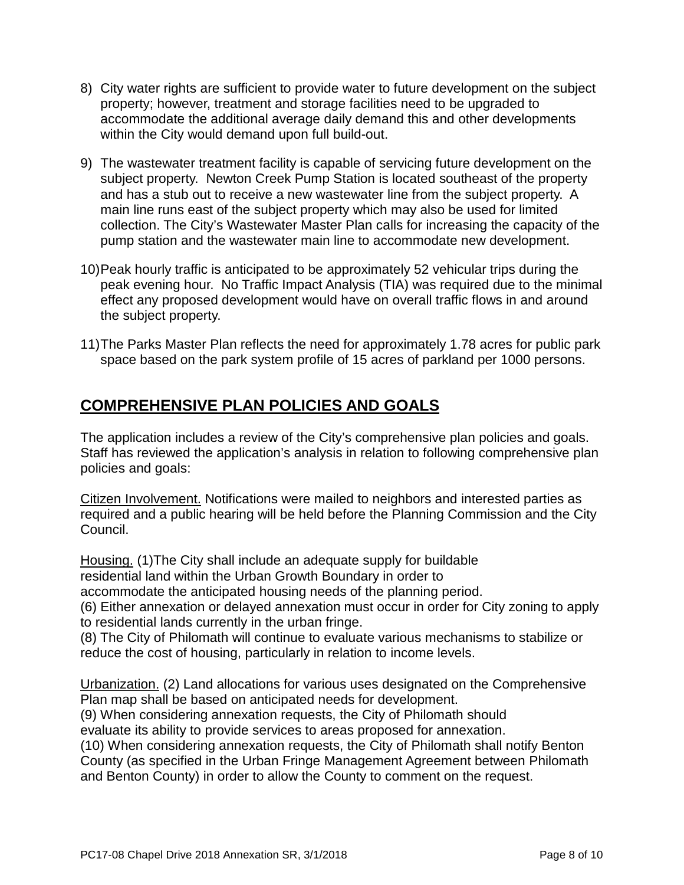8) City water rights are sufficient to provide water to future development on the subject property; however, treatment and storage facilities need to be upgraded to accommodate the additional average daily demand this and other developments within the City would demand upon full build-out.

9) The wastewater treatment facility is capable of servicing future development on the subject property. Newton Creek Pump Station is located southeast of the property and has a stub out to receive a new wastewater line from the subject property. A main line runs east of the subject property which may also be used for limited collection. The City's Wastewater Master Plan calls for increasing the capacity of the pump station and the wastewater main line to accommodate new development.

10) Peak hourly traffic is anticipated to be approximately 52 vehicular trips during the peak evening hour. No Traffic Impact Analysis (TIA) was required due to the minimal effect any proposed development would have on overall traffic flows in and around the subject property.

11) The Parks Master Plan reflects the need for approximately 1.78 acres for public park space based on the park system profile of 15 acres of parkland per 1000 persons.

## COMPREHENSIVE PLAN POLICIES AND GOALS

The application includes a review of the City's comprehensive plan policies and goals. Staff has reviewed the application's analysis in relation to following comprehensive plan policies and goals:

Citizen Involvement. Notifications were mailed to neighbors and interested parties as required and a public hearing will be held before the Planning Commission and the City Council.

Housing. (1)The City shall include an adequate supply for buildable residential land within the Urban Growth Boundary in order to accommodate the anticipated housing needs of the planning period.
(6) Either annexation or delayed annexation must occur in order for City zoning to apply to residential lands currently in the urban fringe.
(8) The City of Philomath will continue to evaluate various mechanisms to stabilize or reduce the cost of housing, particularly in relation to income levels.

Urbanization. (2) Land allocations for various uses designated on the Comprehensive Plan map shall be based on anticipated needs for development.
(9) When considering annexation requests, the City of Philomath should evaluate its ability to provide services to areas proposed for annexation.
(10) When considering annexation requests, the City of Philomath shall notify Benton County (as specified in the Urban Fringe Management Agreement between Philomath and Benton County) in order to allow the County to comment on the request.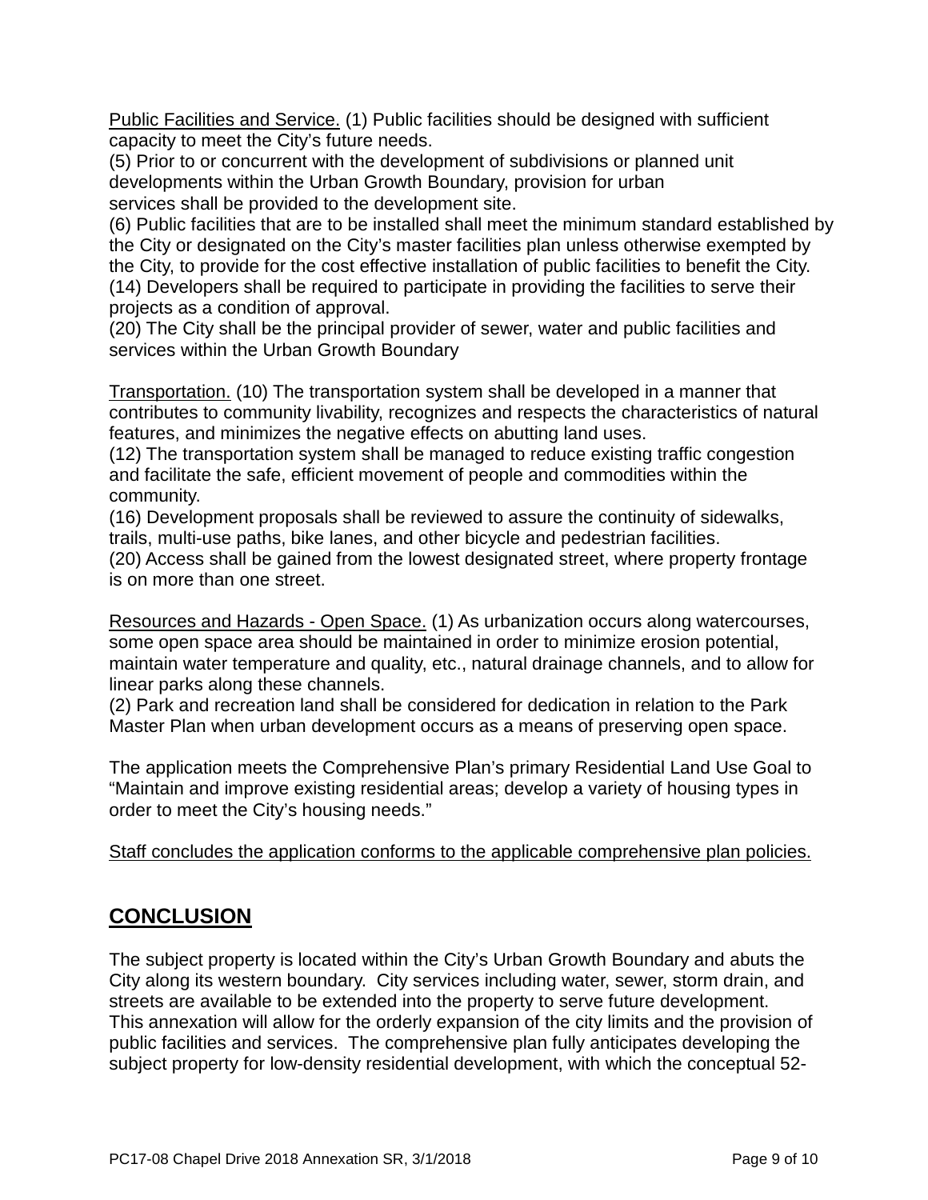Public Facilities and Service. (1) Public facilities should be designed with sufficient capacity to meet the City's future needs.
(5) Prior to or concurrent with the development of subdivisions or planned unit developments within the Urban Growth Boundary, provision for urban services shall be provided to the development site.
(6) Public facilities that are to be installed shall meet the minimum standard established by the City or designated on the City's master facilities plan unless otherwise exempted by the City, to provide for the cost effective installation of public facilities to benefit the City.
(14) Developers shall be required to participate in providing the facilities to serve their projects as a condition of approval.
(20) The City shall be the principal provider of sewer, water and public facilities and services within the Urban Growth Boundary

Transportation. (10) The transportation system shall be developed in a manner that contributes to community livability, recognizes and respects the characteristics of natural features, and minimizes the negative effects on abutting land uses.
(12) The transportation system shall be managed to reduce existing traffic congestion and facilitate the safe, efficient movement of people and commodities within the community.
(16) Development proposals shall be reviewed to assure the continuity of sidewalks, trails, multi-use paths, bike lanes, and other bicycle and pedestrian facilities.
(20) Access shall be gained from the lowest designated street, where property frontage is on more than one street.

Resources and Hazards - Open Space. (1) As urbanization occurs along watercourses, some open space area should be maintained in order to minimize erosion potential, maintain water temperature and quality, etc., natural drainage channels, and to allow for linear parks along these channels.
(2) Park and recreation land shall be considered for dedication in relation to the Park Master Plan when urban development occurs as a means of preserving open space.

The application meets the Comprehensive Plan's primary Residential Land Use Goal to "Maintain and improve existing residential areas; develop a variety of housing types in order to meet the City's housing needs."

Staff concludes the application conforms to the applicable comprehensive plan policies.

## CONCLUSION

The subject property is located within the City's Urban Growth Boundary and abuts the City along its western boundary. City services including water, sewer, storm drain, and streets are available to be extended into the property to serve future development. This annexation will allow for the orderly expansion of the city limits and the provision of public facilities and services. The comprehensive plan fully anticipates developing the subject property for low-density residential development, with which the conceptual 52-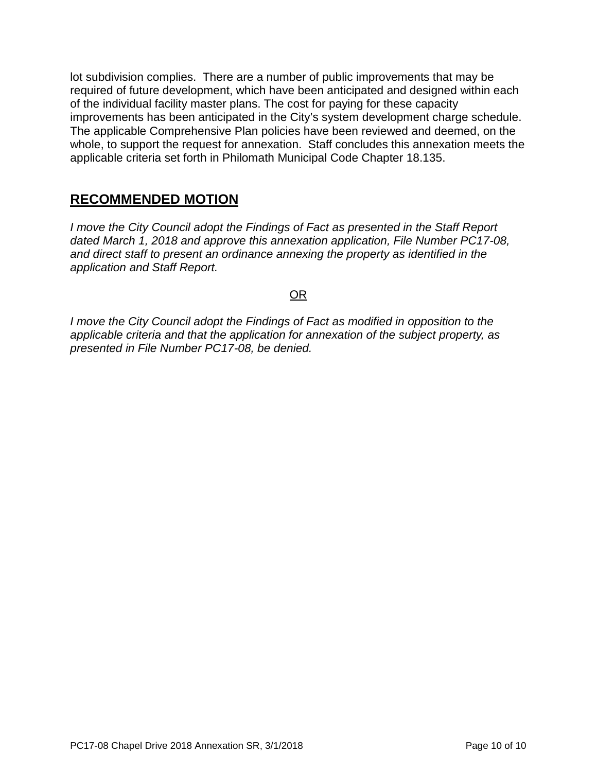lot subdivision complies. There are a number of public improvements that may be required of future development, which have been anticipated and designed within each of the individual facility master plans. The cost for paying for these capacity improvements has been anticipated in the City's system development charge schedule. The applicable Comprehensive Plan policies have been reviewed and deemed, on the whole, to support the request for annexation. Staff concludes this annexation meets the applicable criteria set forth in Philomath Municipal Code Chapter 18.135.

## RECOMMENDED MOTION

*I move the City Council adopt the Findings of Fact as presented in the Staff Report dated March 1, 2018 and approve this annexation application, File Number PC17-08, and direct staff to present an ordinance annexing the property as identified in the application and Staff Report.*

OR

*I move the City Council adopt the Findings of Fact as modified in opposition to the applicable criteria and that the application for annexation of the subject property, as presented in File Number PC17-08, be denied.*